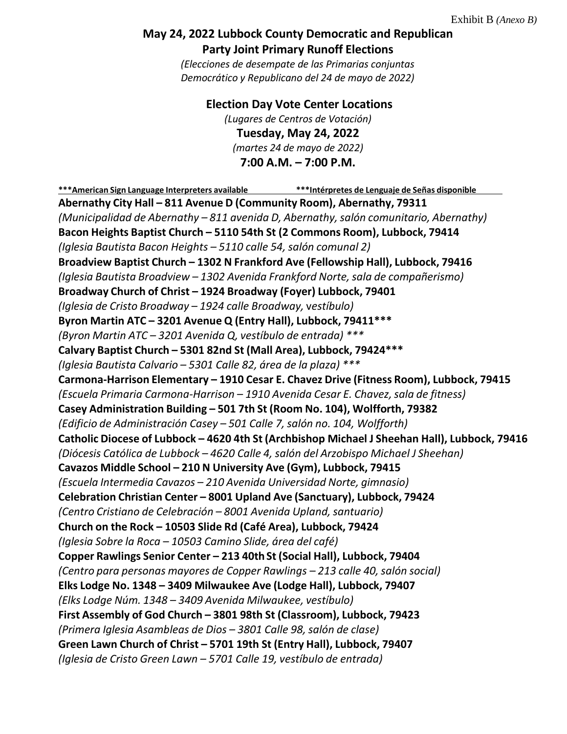Exhibit B *(Anexo B)*

# May 24, 2022 Lubbock County Democratic and Republican Party Joint Primary Runoff Elections

*(Elecciones de desempate de las Primarias conjuntas Democrático y Republicano del 24 de mayo de 2022)*

## Election Day Vote Center Locations

*(Lugares de Centros de Votación)*

**Tuesday, May 24, 2022**

*(martes 24 de mayo de 2022)*

**7:00 A.M. – 7:00 P.M.**

**\*\*\*American Sign Language Interpreters available** **\*\*\*Intérpretes de Lenguaje de Señas disponible**

**Abernathy City Hall – 811 Avenue D (Community Room), Abernathy, 79311**
*(Municipalidad de Abernathy – 811 avenida D, Abernathy, salón comunitario, Abernathy)*

**Bacon Heights Baptist Church – 5110 54th St (2 Commons Room), Lubbock, 79414**
*(Iglesia Bautista Bacon Heights – 5110 calle 54, salón comunal 2)*

**Broadview Baptist Church – 1302 N Frankford Ave (Fellowship Hall), Lubbock, 79416**
*(Iglesia Bautista Broadview – 1302 Avenida Frankford Norte, sala de compañerismo)*

**Broadway Church of Christ – 1924 Broadway (Foyer) Lubbock, 79401**
*(Iglesia de Cristo Broadway – 1924 calle Broadway, vestíbulo)*

**Byron Martin ATC – 3201 Avenue Q (Entry Hall), Lubbock, 79411\*\*\***
*(Byron Martin ATC – 3201 Avenida Q, vestíbulo de entrada) \*\*\**

**Calvary Baptist Church – 5301 82nd St (Mall Area), Lubbock, 79424\*\*\***
*(Iglesia Bautista Calvario – 5301 Calle 82, área de la plaza) \*\*\**

**Carmona-Harrison Elementary – 1910 Cesar E. Chavez Drive (Fitness Room), Lubbock, 79415**
*(Escuela Primaria Carmona-Harrison – 1910 Avenida Cesar E. Chavez, sala de fitness)*

**Casey Administration Building – 501 7th St (Room No. 104), Wolfforth, 79382**
*(Edificio de Administración Casey – 501 Calle 7, salón no. 104, Wolfforth)*

**Catholic Diocese of Lubbock – 4620 4th St (Archbishop Michael J Sheehan Hall), Lubbock, 79416**
*(Diócesis Católica de Lubbock – 4620 Calle 4, salón del Arzobispo Michael J Sheehan)*

**Cavazos Middle School – 210 N University Ave (Gym), Lubbock, 79415**
*(Escuela Intermedia Cavazos – 210 Avenida Universidad Norte, gimnasio)*

**Celebration Christian Center – 8001 Upland Ave (Sanctuary), Lubbock, 79424**
*(Centro Cristiano de Celebración – 8001 Avenida Upland, santuario)*

**Church on the Rock – 10503 Slide Rd (Café Area), Lubbock, 79424**
*(Iglesia Sobre la Roca – 10503 Camino Slide, área del café)*

**Copper Rawlings Senior Center – 213 40th St (Social Hall), Lubbock, 79404**
*(Centro para personas mayores de Copper Rawlings – 213 calle 40, salón social)*

**Elks Lodge No. 1348 – 3409 Milwaukee Ave (Lodge Hall), Lubbock, 79407**
*(Elks Lodge Núm. 1348 – 3409 Avenida Milwaukee, vestíbulo)*

**First Assembly of God Church – 3801 98th St (Classroom), Lubbock, 79423**
*(Primera Iglesia Asambleas de Dios – 3801 Calle 98, salón de clase)*

**Green Lawn Church of Christ – 5701 19th St (Entry Hall), Lubbock, 79407**
*(Iglesia de Cristo Green Lawn – 5701 Calle 19, vestíbulo de entrada)*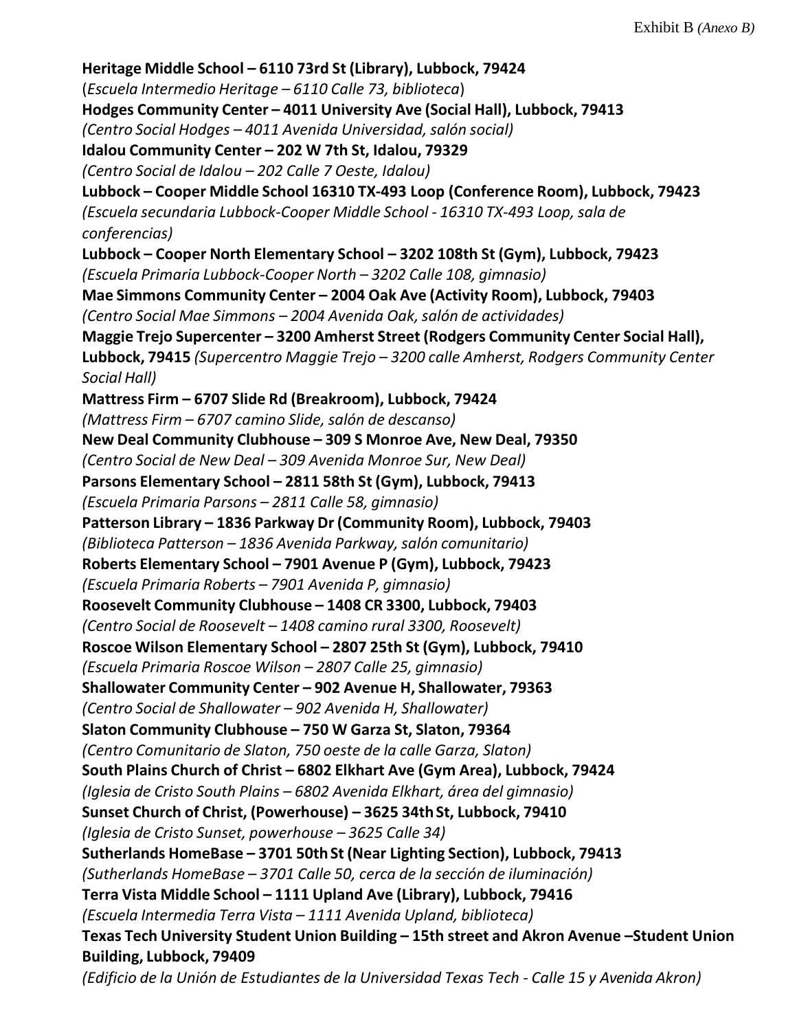Exhibit B *(Anexo B)*

**Heritage Middle School – 6110 73rd St (Library), Lubbock, 79424**
(*Escuela Intermedio Heritage – 6110 Calle 73, biblioteca*)
**Hodges Community Center – 4011 University Ave (Social Hall), Lubbock, 79413**
*(Centro Social Hodges – 4011 Avenida Universidad, salón social)*
**Idalou Community Center – 202 W 7th St, Idalou, 79329**
*(Centro Social de Idalou – 202 Calle 7 Oeste, Idalou)*
**Lubbock – Cooper Middle School 16310 TX-493 Loop (Conference Room), Lubbock, 79423**
*(Escuela secundaria Lubbock-Cooper Middle School - 16310 TX-493 Loop, sala de conferencias)*
**Lubbock – Cooper North Elementary School – 3202 108th St (Gym), Lubbock, 79423**
*(Escuela Primaria Lubbock-Cooper North – 3202 Calle 108, gimnasio)*
**Mae Simmons Community Center – 2004 Oak Ave (Activity Room), Lubbock, 79403**
*(Centro Social Mae Simmons – 2004 Avenida Oak, salón de actividades)*
**Maggie Trejo Supercenter – 3200 Amherst Street (Rodgers Community Center Social Hall), Lubbock, 79415** *(Supercentro Maggie Trejo – 3200 calle Amherst, Rodgers Community Center Social Hall)*
**Mattress Firm – 6707 Slide Rd (Breakroom), Lubbock, 79424**
*(Mattress Firm – 6707 camino Slide, salón de descanso)*
**New Deal Community Clubhouse – 309 S Monroe Ave, New Deal, 79350**
*(Centro Social de New Deal – 309 Avenida Monroe Sur, New Deal)*
**Parsons Elementary School – 2811 58th St (Gym), Lubbock, 79413**
*(Escuela Primaria Parsons – 2811 Calle 58, gimnasio)*
**Patterson Library – 1836 Parkway Dr (Community Room), Lubbock, 79403**
*(Biblioteca Patterson – 1836 Avenida Parkway, salón comunitario)*
**Roberts Elementary School – 7901 Avenue P (Gym), Lubbock, 79423**
*(Escuela Primaria Roberts – 7901 Avenida P, gimnasio)*
**Roosevelt Community Clubhouse – 1408 CR 3300, Lubbock, 79403**
*(Centro Social de Roosevelt – 1408 camino rural 3300, Roosevelt)*
**Roscoe Wilson Elementary School – 2807 25th St (Gym), Lubbock, 79410**
*(Escuela Primaria Roscoe Wilson – 2807 Calle 25, gimnasio)*
**Shallowater Community Center – 902 Avenue H, Shallowater, 79363**
*(Centro Social de Shallowater – 902 Avenida H, Shallowater)*
**Slaton Community Clubhouse – 750 W Garza St, Slaton, 79364**
*(Centro Comunitario de Slaton, 750 oeste de la calle Garza, Slaton)*
**South Plains Church of Christ – 6802 Elkhart Ave (Gym Area), Lubbock, 79424**
*(Iglesia de Cristo South Plains – 6802 Avenida Elkhart, área del gimnasio)*
**Sunset Church of Christ, (Powerhouse) – 3625 34th St, Lubbock, 79410**
*(Iglesia de Cristo Sunset, powerhouse – 3625 Calle 34)*
**Sutherlands HomeBase – 3701 50th St (Near Lighting Section), Lubbock, 79413**
*(Sutherlands HomeBase – 3701 Calle 50, cerca de la sección de iluminación)*
**Terra Vista Middle School – 1111 Upland Ave (Library), Lubbock, 79416**
*(Escuela Intermedia Terra Vista – 1111 Avenida Upland, biblioteca)*
**Texas Tech University Student Union Building – 15th street and Akron Avenue –Student Union Building, Lubbock, 79409**
*(Edificio de la Unión de Estudiantes de la Universidad Texas Tech - Calle 15 y Avenida Akron)*